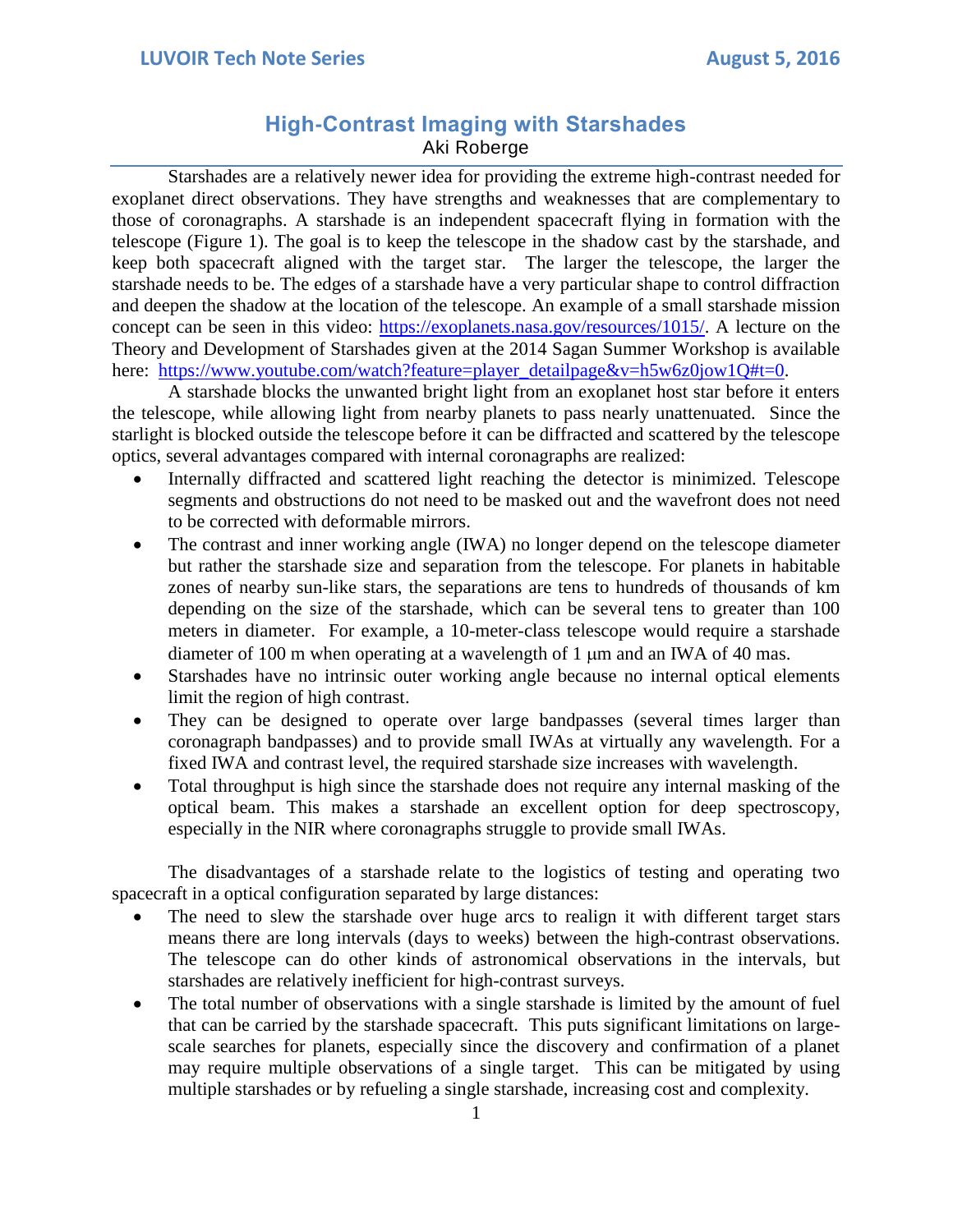# High-Contrast Imaging with Starshades

Aki Roberge

Starshades are a relatively newer idea for providing the extreme high-contrast needed for exoplanet direct observations. They have strengths and weaknesses that are complementary to those of coronagraphs. A starshade is an independent spacecraft flying in formation with the telescope (Figure 1). The goal is to keep the telescope in the shadow cast by the starshade, and keep both spacecraft aligned with the target star. The larger the telescope, the larger the starshade needs to be. The edges of a starshade have a very particular shape to control diffraction and deepen the shadow at the location of the telescope. An example of a small starshade mission concept can be seen in this video: https://exoplanets.nasa.gov/resources/1015/. A lecture on the Theory and Development of Starshades given at the 2014 Sagan Summer Workshop is available here: https://www.youtube.com/watch?feature=player_detailpage&v=h5w6z0jow1Q#t=0.

A starshade blocks the unwanted bright light from an exoplanet host star before it enters the telescope, while allowing light from nearby planets to pass nearly unattenuated. Since the starlight is blocked outside the telescope before it can be diffracted and scattered by the telescope optics, several advantages compared with internal coronagraphs are realized:

- Internally diffracted and scattered light reaching the detector is minimized. Telescope segments and obstructions do not need to be masked out and the wavefront does not need to be corrected with deformable mirrors.
- The contrast and inner working angle (IWA) no longer depend on the telescope diameter but rather the starshade size and separation from the telescope. For planets in habitable zones of nearby sun-like stars, the separations are tens to hundreds of thousands of km depending on the size of the starshade, which can be several tens to greater than 100 meters in diameter. For example, a 10-meter-class telescope would require a starshade diameter of 100 m when operating at a wavelength of 1 μm and an IWA of 40 mas.
- Starshades have no intrinsic outer working angle because no internal optical elements limit the region of high contrast.
- They can be designed to operate over large bandpasses (several times larger than coronagraph bandpasses) and to provide small IWAs at virtually any wavelength. For a fixed IWA and contrast level, the required starshade size increases with wavelength.
- Total throughput is high since the starshade does not require any internal masking of the optical beam. This makes a starshade an excellent option for deep spectroscopy, especially in the NIR where coronagraphs struggle to provide small IWAs.

The disadvantages of a starshade relate to the logistics of testing and operating two spacecraft in a optical configuration separated by large distances:

- The need to slew the starshade over huge arcs to realign it with different target stars means there are long intervals (days to weeks) between the high-contrast observations. The telescope can do other kinds of astronomical observations in the intervals, but starshades are relatively inefficient for high-contrast surveys.
- The total number of observations with a single starshade is limited by the amount of fuel that can be carried by the starshade spacecraft. This puts significant limitations on large-scale searches for planets, especially since the discovery and confirmation of a planet may require multiple observations of a single target. This can be mitigated by using multiple starshades or by refueling a single starshade, increasing cost and complexity.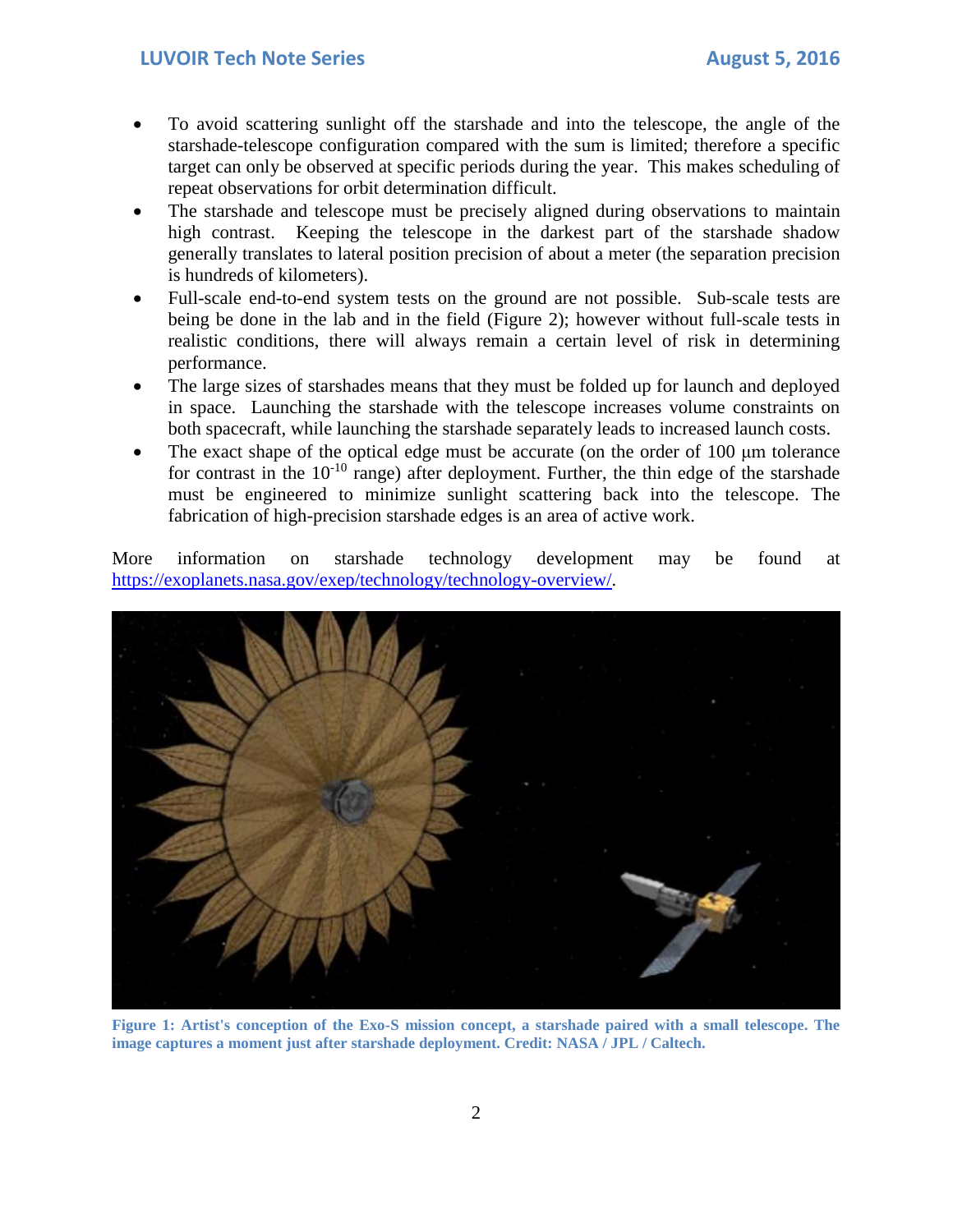- To avoid scattering sunlight off the starshade and into the telescope, the angle of the starshade-telescope configuration compared with the sum is limited; therefore a specific target can only be observed at specific periods during the year. This makes scheduling of repeat observations for orbit determination difficult.
- The starshade and telescope must be precisely aligned during observations to maintain high contrast. Keeping the telescope in the darkest part of the starshade shadow generally translates to lateral position precision of about a meter (the separation precision is hundreds of kilometers).
- Full-scale end-to-end system tests on the ground are not possible. Sub-scale tests are being be done in the lab and in the field (Figure 2); however without full-scale tests in realistic conditions, there will always remain a certain level of risk in determining performance.
- The large sizes of starshades means that they must be folded up for launch and deployed in space. Launching the starshade with the telescope increases volume constraints on both spacecraft, while launching the starshade separately leads to increased launch costs.
- The exact shape of the optical edge must be accurate (on the order of 100 μm tolerance for contrast in the $10^{-10}$ range) after deployment. Further, the thin edge of the starshade must be engineered to minimize sunlight scattering back into the telescope. The fabrication of high-precision starshade edges is an area of active work.

More information on starshade technology development may be found at https://exoplanets.nasa.gov/exep/technology/technology-overview/.

**Figure 1: Artist's conception of the Exo-S mission concept, a starshade paired with a small telescope. The image captures a moment just after starshade deployment. Credit: NASA / JPL / Caltech.**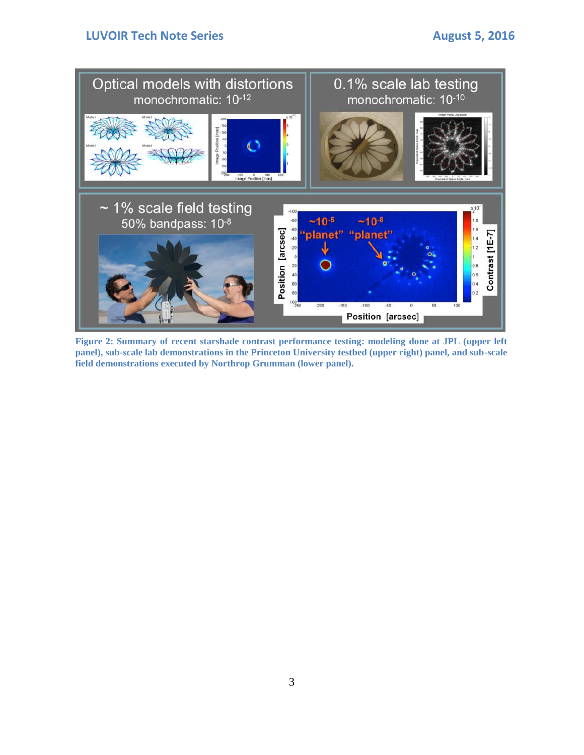Optical models with distortions
monochromatic: $10^{-12}$

0.1% scale lab testing
monochromatic: $10^{-10}$

~ 1% scale field testing
50% bandpass: $10^{-8}$

~$10^{-5}$ "planet"

~$10^{-8}$ "planet"

Position [arcsec]

Contrast [1E-7]

**Figure 2: Summary of recent starshade contrast performance testing: modeling done at JPL (upper left panel), sub-scale lab demonstrations in the Princeton University testbed (upper right) panel, and sub-scale field demonstrations executed by Northrop Grumman (lower panel).**